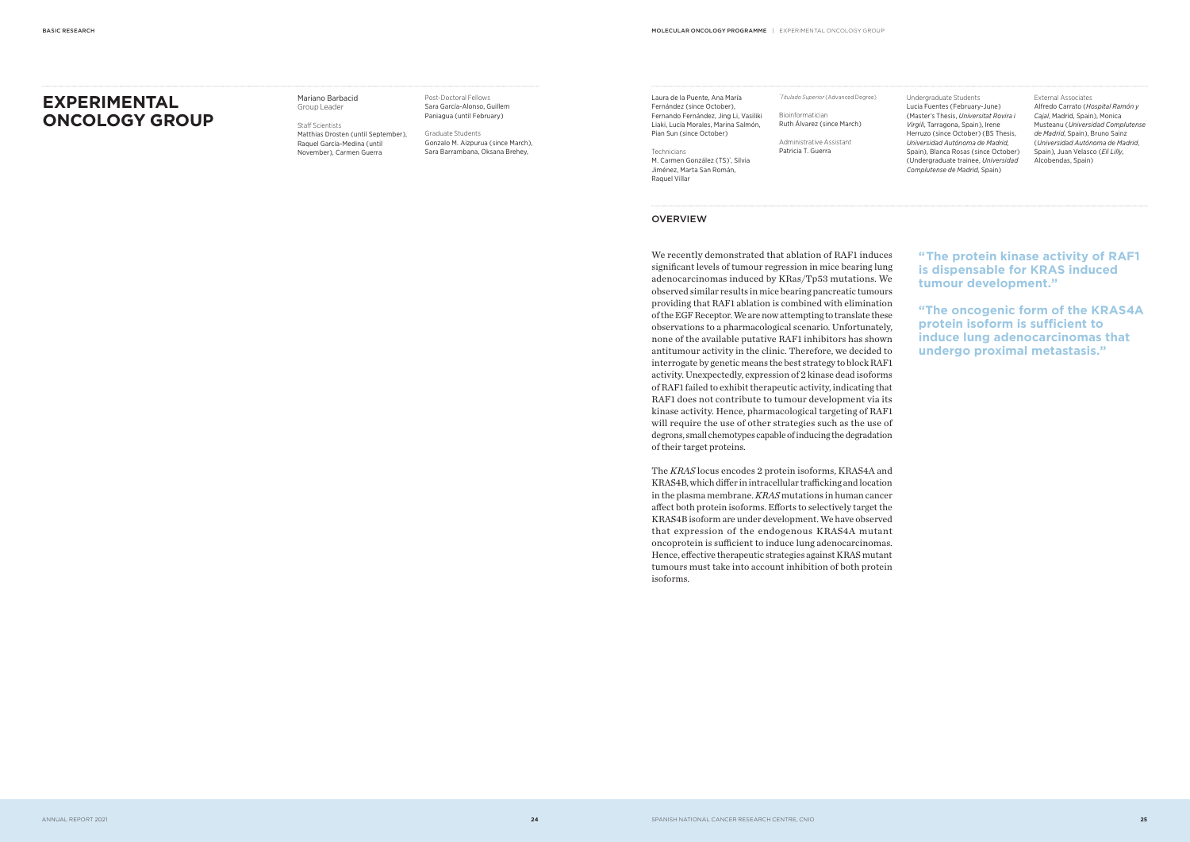# EXPERIMENTAL ONCOLOGY GROUP

Mariano Barbacid
Group Leader

Staff Scientists
Matthias Drosten (until September), Raquel García-Medina (until November), Carmen Guerra

Post-Doctoral Fellows
Sara García-Alonso, Guillem Paniagua (until February)

Graduate Students
Gonzalo M. Aizpurua (since March), Sara Barrambana, Oksana Brehey, Laura de la Puente, Ana María Fernández (since October), Fernando Fernández, Jing Li, Vasiliki Liaki, Lucía Morales, Marina Salmón, Pian Sun (since October)

Technicians
M. Carmen González (TS)*, Silvia Jiménez, Marta San Román, Raquel Villar

*Titulado Superior (Advanced Degree)

Bioinformatician
Ruth Álvarez (since March)

Administrative Assistant
Patricia T. Guerra

Undergraduate Students
Lucía Fuentes (February-June) (Master's Thesis, *Universitat Rovira i Virgili*, Tarragona, Spain), Irene Herruzo (since October) (BS Thesis, *Universidad Autónoma de Madrid*, Spain), Blanca Rosas (since October) (Undergraduate trainee, *Universidad Complutense de Madrid*, Spain)

External Associates
Alfredo Carrato (*Hospital Ramón y Cajal*, Madrid, Spain), Monica Musteanu (*Universidad Complutense de Madrid*, Spain), Bruno Sainz (*Universidad Autónoma de Madrid*, Spain), Juan Velasco (*Eli Lilly*, Alcobendas, Spain)

## OVERVIEW

We recently demonstrated that ablation of RAF1 induces significant levels of tumour regression in mice bearing lung adenocarcinomas induced by KRas/Tp53 mutations. We observed similar results in mice bearing pancreatic tumours providing that RAF1 ablation is combined with elimination of the EGF Receptor. We are now attempting to translate these observations to a pharmacological scenario. Unfortunately, none of the available putative RAF1 inhibitors has shown antitumour activity in the clinic. Therefore, we decided to interrogate by genetic means the best strategy to block RAF1 activity. Unexpectedly, expression of 2 kinase dead isoforms of RAF1 failed to exhibit therapeutic activity, indicating that RAF1 does not contribute to tumour development via its kinase activity. Hence, pharmacological targeting of RAF1 will require the use of other strategies such as the use of degrons, small chemotypes capable of inducing the degradation of their target proteins.

The *KRAS* locus encodes 2 protein isoforms, KRAS4A and KRAS4B, which differ in intracellular trafficking and location in the plasma membrane. *KRAS* mutations in human cancer affect both protein isoforms. Efforts to selectively target the KRAS4B isoform are under development. We have observed that expression of the endogenous KRAS4A mutant oncoprotein is sufficient to induce lung adenocarcinomas. Hence, effective therapeutic strategies against KRAS mutant tumours must take into account inhibition of both protein isoforms.

**"The protein kinase activity of RAF1 is dispensable for KRAS induced tumour development."**

**"The oncogenic form of the KRAS4A protein isoform is sufficient to induce lung adenocarcinomas that undergo proximal metastasis."**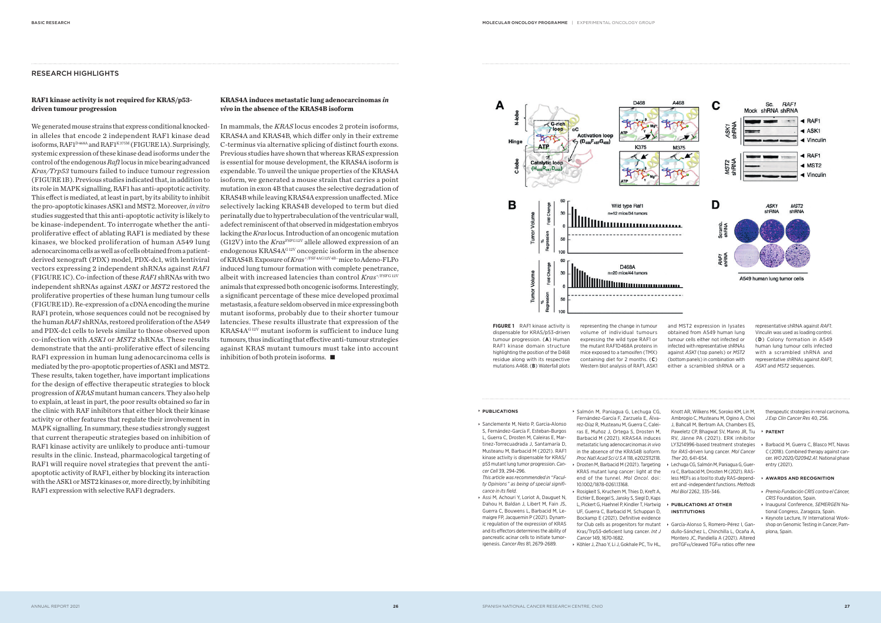## RESEARCH HIGHLIGHTS

### RAF1 kinase activity is not required for KRAS/p53-driven tumour progression

We generated mouse strains that express conditional knocked-in alleles that encode 2 independent RAF1 kinase dead isoforms, RAF1$^{D468A}$ and RAF1$^{K375M}$ (FIGURE 1A). Surprisingly, systemic expression of these kinase dead isoforms under the control of the endogenous *Raf1* locus in mice bearing advanced *Kras/Trp53* tumours failed to induce tumour regression (FIGURE 1B). Previous studies indicated that, in addition to its role in MAPK signalling, RAF1 has anti-apoptotic activity. This effect is mediated, at least in part, by its ability to inhibit the pro-apoptotic kinases ASK1 and MST2. Moreover, *in vitro* studies suggested that this anti-apoptotic activity is likely to be kinase-independent. To interrogate whether the anti-proliferative effect of ablating RAF1 is mediated by these kinases, we blocked proliferation of human A549 lung adenocarcinoma cells as well as of cells obtained from a patient-derived xenograft (PDX) model, PDX-dc1, with lentiviral vectors expressing 2 independent shRNAs against *RAF1* (FIGURE 1C). Co-infection of these *RAF1* shRNAs with two independent shRNAs against *ASK1* or *MST2* restored the proliferative properties of these human lung tumour cells (FIGURE 1D). Re-expression of a cDNA encoding the murine RAF1 protein, whose sequences could not be recognised by the human *RAF1* shRNAs, restored proliferation of the A549 and PDX-dc1 cells to levels similar to those observed upon co-infection with *ASK1* or *MST2* shRNAs. These results demonstrate that the anti-proliferative effect of silencing RAF1 expression in human lung adenocarcinoma cells is mediated by the pro-apoptotic properties of ASK1 and MST2. These results, taken together, have important implications for the design of effective therapeutic strategies to block progression of *KRAS* mutant human cancers. They also help to explain, at least in part, the poor results obtained so far in the clinic with RAF inhibitors that either block their kinase activity or other features that regulate their involvement in MAPK signalling. In summary, these studies strongly suggest that current therapeutic strategies based on inhibition of RAF1 kinase activity are unlikely to produce anti-tumour results in the clinic. Instead, pharmacological targeting of RAF1 will require novel strategies that prevent the anti-apoptotic activity of RAF1, either by blocking its interaction with the ASK1 or MST2 kinases or, more directly, by inhibiting RAF1 expression with selective RAF1 degraders.

### KRAS4A induces metastatic lung adenocarcinomas *in vivo* in the absence of the KRAS4B isoform

In mammals, the *KRAS* locus encodes 2 protein isoforms, KRAS4A and KRAS4B, which differ only in their extreme C-terminus via alternative splicing of distinct fourth exons. Previous studies have shown that whereas KRAS expression is essential for mouse development, the KRAS4A isoform is expendable. To unveil the unique properties of the KRAS4A isoform, we generated a mouse strain that carries a point mutation in exon 4B that causes the selective degradation of KRAS4B while leaving KRAS4A expression unaffected. Mice selectively lacking KRAS4B developed to term but died perinatally due to hypertrabeculation of the ventricular wall, a defect reminiscent of that observed in midgestation embryos lacking the *Kras* locus. Introduction of an oncogenic mutation (G12V) into the *Kras*$^{FSFG12V}$ allele allowed expression of an endogenous KRAS4A$^{G12V}$ oncogenic isoform in the absence of KRAS4B. Exposure of *Kras*$^{+/FSF4AG12V4B-}$ mice to Adeno-FLPo induced lung tumour formation with complete penetrance, albeit with increased latencies than control *Kras*$^{+/FSFG12V}$ animals that expressed both oncogenic isoforms. Interestingly, a significant percentage of these mice developed proximal metastasis, a feature seldom observed in mice expressing both mutant isoforms, probably due to their shorter tumour latencies. These results illustrate that expression of the KRAS4A$^{G12V}$ mutant isoform is sufficient to induce lung tumours, thus indicating that effective anti-tumour strategies against KRAS mutant tumours must take into account inhibition of both protein isoforms. ■

A
N-lobe
Hinge
C-lobe
G-rich loop
αC
ATP
Activation loop ($D_{486}F_{487}G_{488}$)
Catalytic loop ($H_{459}R_{460}D_{461}$)
D468
A468
K375
M375
ATP
$Mg^{2+}$

B
Tumor Volume
Fold Change
% Regression
60
30
0
50
100
Wild type Raf1
n=12 mice/34 tumors
D468A
n=20 mice/44 tumors

C
Mock
Sc. shRNA
RAF1 shRNA
ASK1 shRNA
MST2 shRNA
RAF1
ASK1
Vinculin
RAF1
MST2
Vinculin

D
ASK1 shRNA
MST2 shRNA
Scramb. shRNA
RAF1 shRNA
A549 human lung tumor cells

**FIGURE 1** RAF1 kinase activity is dispensable for KRAS/p53-driven tumour progression. (**A**) Human RAF1 kinase domain structure highlighting the position of the D468 residue along with its respective mutations A468. (**B**) Waterfall plots representing the change in tumour volume of individual tumours expressing the wild type RAF1 or the mutant RAF1D468A proteins in mice exposed to a tamoxifen (TMX) containing diet for 2 months. (**C**) Western blot analysis of RAF1, ASK1 and MST2 expression in lysates obtained from A549 human lung tumour cells either not infected or infected with representative shRNAs against *ASK1* (top panels) or *MST2* (bottom panels) in combination with either a scrambled shRNA or a representative shRNA against *RAF1*. Vinculin was used as loading control. (**D**) Colony formation in A549 human lung tumour cells infected with a scrambled shRNA and representative shRNAs against *RAF1*, *ASK1* and *MST2* sequences.

### PUBLICATIONS

- Sanclemente M, Nieto P, García-Alonso S, Fernández-García F, Esteban-Burgos L, Guerra C, Drosten M, Caleiras E, Martínez-Torrecuadrada J, Santamaría D, Musteanu M, Barbacid M (2021). RAF1 kinase activity is dispensable for KRAS/p53 mutant lung tumor progression. *Cancer Cell* 39, 294-296.
  *This article was recommended in "Faculty Opinions" as being of special significance in its field.*
- Assi M, Achouri Y, Loriot A, Dauguet N, Dahou H, Baldan J, Libert M, Fain JS, Guerra C, Bouwens L, Barbacid M, Lemaigre FP, Jacquemin P (2021). Dynamic regulation of the expression of KRAS and its effectors determines the ability of pancreatic acinar cells to initiate tumorigenesis. *Cancer Res* 81, 2679-2689.
- Salmón M, Paniagua G, Lechuga CG, Fernández-García F, Zarzuela E, Álvarez-Díaz R, Musteanu M, Guerra C, Caleiras E, Muñoz J, Ortega S, Drosten M, Barbacid M (2021). KRAS4A induces metastatic lung adenocarcinomas *in vivo* in the absence of the KRAS4B isoform. *Proc Natl Acad Sci U S A* 118, e2023112118.
- Drosten M, Barbacid M (2021). Targeting KRAS mutant lung cancer: light at the end of the tunnel. *Mol Oncol*. doi: 10.1002/1878-0261.13168.
- Rosigkeit S, Kruchem M, Thies D, Kreft A, Eichler E, Boegel S, Jansky S, Siegl D, Kaps L, Pickert G, Haehnel P, Kindler T, Hartwig UF, Guerra C, Barbacid M, Schuppan D, Bockamp E (2021). Definitive evidence for Club cells as progenitors for mutant Kras/Trp53-deficient lung cancer. *Int J Cancer* 149, 1670-1682.
- Köhler J, Zhao Y, Li J, Gokhale PC, Tiv HL, Knott AR, Wilkens MK, Soroko KM, Lin M, Ambrogio C, Musteanu M, Ogino A, Choi J, Bahcall M, Bertram AA, Chambers ES, Paweletz CP, Bhagwat SV, Manro JR, Tiu RV, Jänne PA (2021). ERK inhibitor LY3214996-based treatment strategies for *RAS*-driven lung cancer. *Mol Cancer Ther* 20, 641-654.
- Lechuga CG, Salmón M, Paniagua G, Guerra C, Barbacid M, Drosten M (2021). RAS-less MEFs as a tool to study RAS-dependent and -independent functions. *Methods Mol Biol* 2262, 335-346.

### PUBLICATIONS AT OTHER INSTITUTIONS

- García-Alonso S, Romero-Pérez I, Gandullo-Sánchez L, Chinchilla L, Ocaña A, Montero JC, Pandiella A (2021). Altered proTGFα/cleaved TGFα ratios offer new therapeutic strategies in renal carcinoma. *J Exp Clin Cancer Res* 40, 256.

### PATENT

- Barbacid M, Guerra C, Blasco MT, Navas C (2018). Combined therapy against cancer. *WO2020/020942.A1*. National phase entry (2021).

### AWARDS AND RECOGNITION

- *Premio Fundación CRIS contra el Cáncer*, *CRIS* Foundation, Spain.
- Inaugural Conference, *SEMERGEN* National Congress, Zaragoza, Spain.
- Keynote Lecture, IV International Workshop on Genomic Testing in Cancer, Pamplona, Spain.